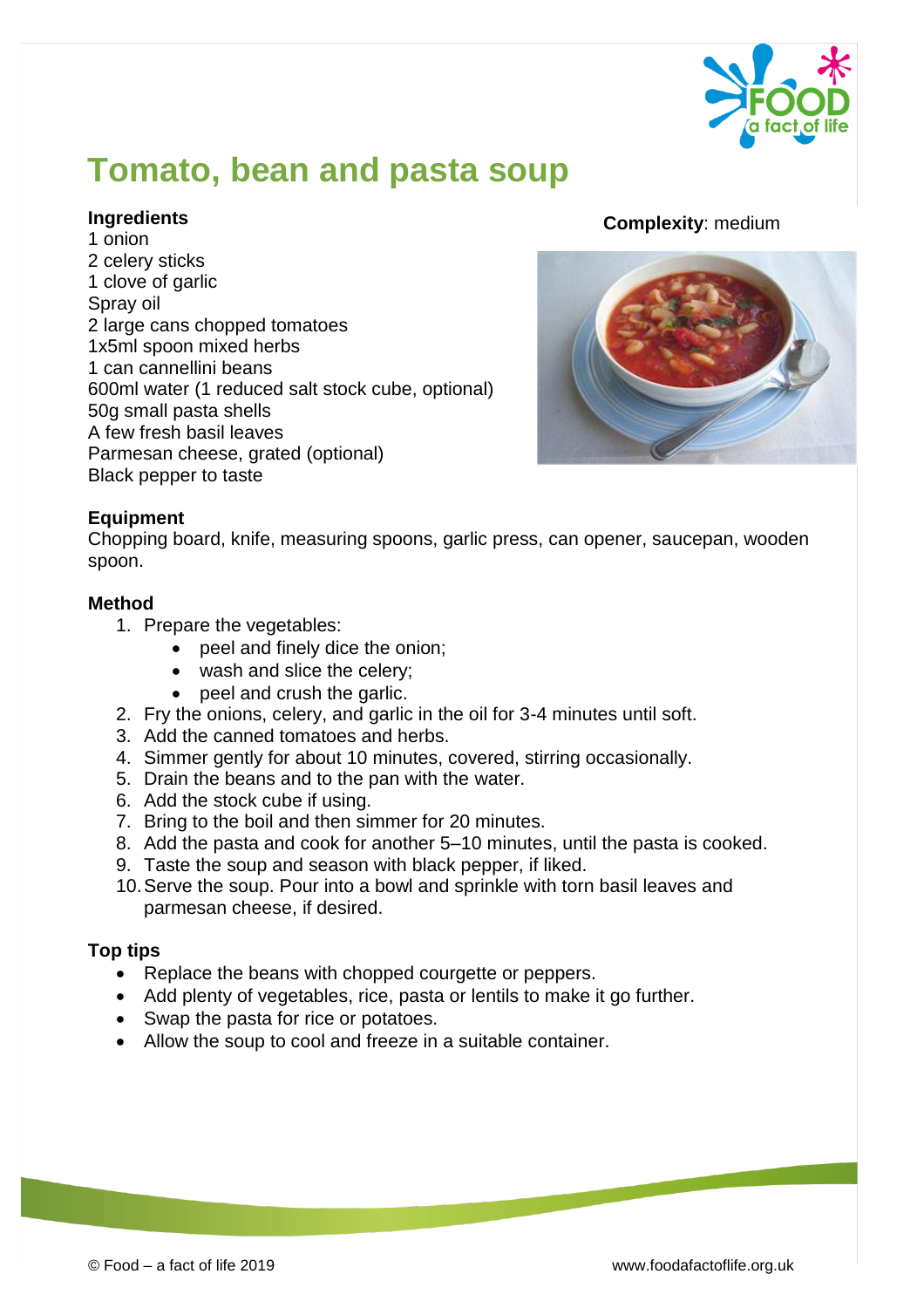# Tomato, bean and pasta soup

**Complexity**: medium

**Ingredients**

1 onion
2 celery sticks
1 clove of garlic
Spray oil
2 large cans chopped tomatoes
1x5ml spoon mixed herbs
1 can cannellini beans
600ml water (1 reduced salt stock cube, optional)
50g small pasta shells
A few fresh basil leaves
Parmesan cheese, grated (optional)
Black pepper to taste

**Equipment**

Chopping board, knife, measuring spoons, garlic press, can opener, saucepan, wooden spoon.

**Method**

1. Prepare the vegetables:
   - peel and finely dice the onion;
   - wash and slice the celery;
   - peel and crush the garlic.
2. Fry the onions, celery, and garlic in the oil for 3-4 minutes until soft.
3. Add the canned tomatoes and herbs.
4. Simmer gently for about 10 minutes, covered, stirring occasionally.
5. Drain the beans and to the pan with the water.
6. Add the stock cube if using.
7. Bring to the boil and then simmer for 20 minutes.
8. Add the pasta and cook for another 5–10 minutes, until the pasta is cooked.
9. Taste the soup and season with black pepper, if liked.
10. Serve the soup. Pour into a bowl and sprinkle with torn basil leaves and parmesan cheese, if desired.

**Top tips**

- Replace the beans with chopped courgette or peppers.
- Add plenty of vegetables, rice, pasta or lentils to make it go further.
- Swap the pasta for rice or potatoes.
- Allow the soup to cool and freeze in a suitable container.

© Food – a fact of life 2019

www.foodafactoflife.org.uk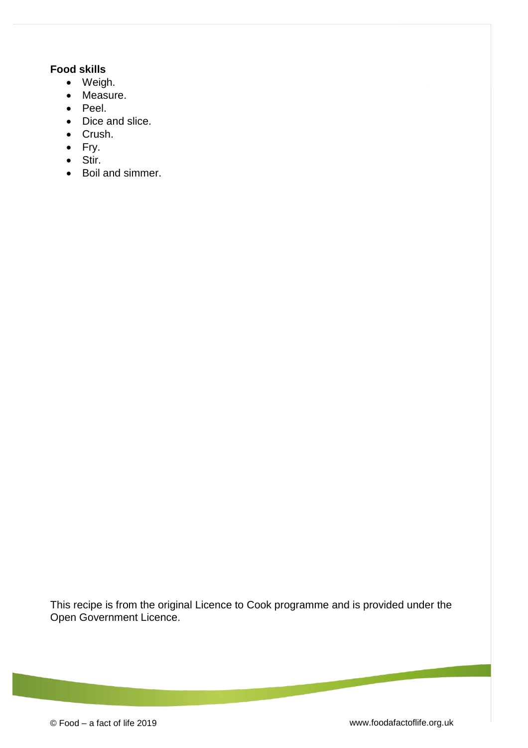**Food skills**

- Weigh.
- Measure.
- Peel.
- Dice and slice.
- Crush.
- Fry.
- Stir.
- Boil and simmer.

This recipe is from the original Licence to Cook programme and is provided under the Open Government Licence.